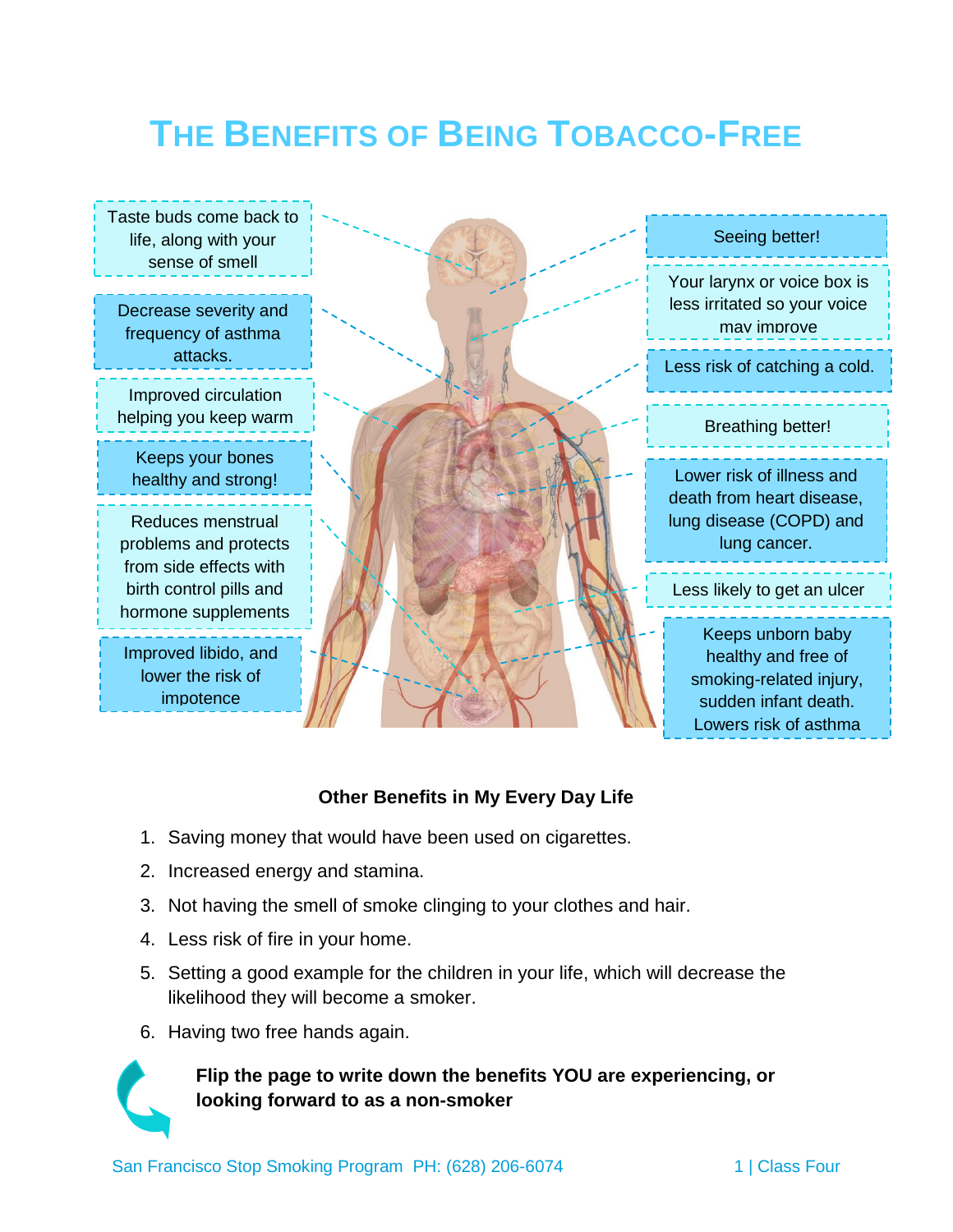# THE BENEFITS OF BEING TOBACCO-FREE

Taste buds come back to life, along with your sense of smell

Decrease severity and frequency of asthma attacks.

Improved circulation helping you keep warm

Keeps your bones healthy and strong!

Reduces menstrual problems and protects from side effects with birth control pills and hormone supplements

Improved libido, and lower the risk of impotence

Seeing better!

Your larynx or voice box is less irritated so your voice may improve

Less risk of catching a cold.

Breathing better!

Lower risk of illness and death from heart disease, lung disease (COPD) and lung cancer.

Less likely to get an ulcer

Keeps unborn baby healthy and free of smoking-related injury, sudden infant death. Lowers risk of asthma

**Other Benefits in My Every Day Life**

1. Saving money that would have been used on cigarettes.
2. Increased energy and stamina.
3. Not having the smell of smoke clinging to your clothes and hair.
4. Less risk of fire in your home.
5. Setting a good example for the children in your life, which will decrease the likelihood they will become a smoker.
6. Having two free hands again.

**Flip the page to write down the benefits YOU are experiencing, or looking forward to as a non-smoker**

San Francisco Stop Smoking Program PH: (628) 206-6074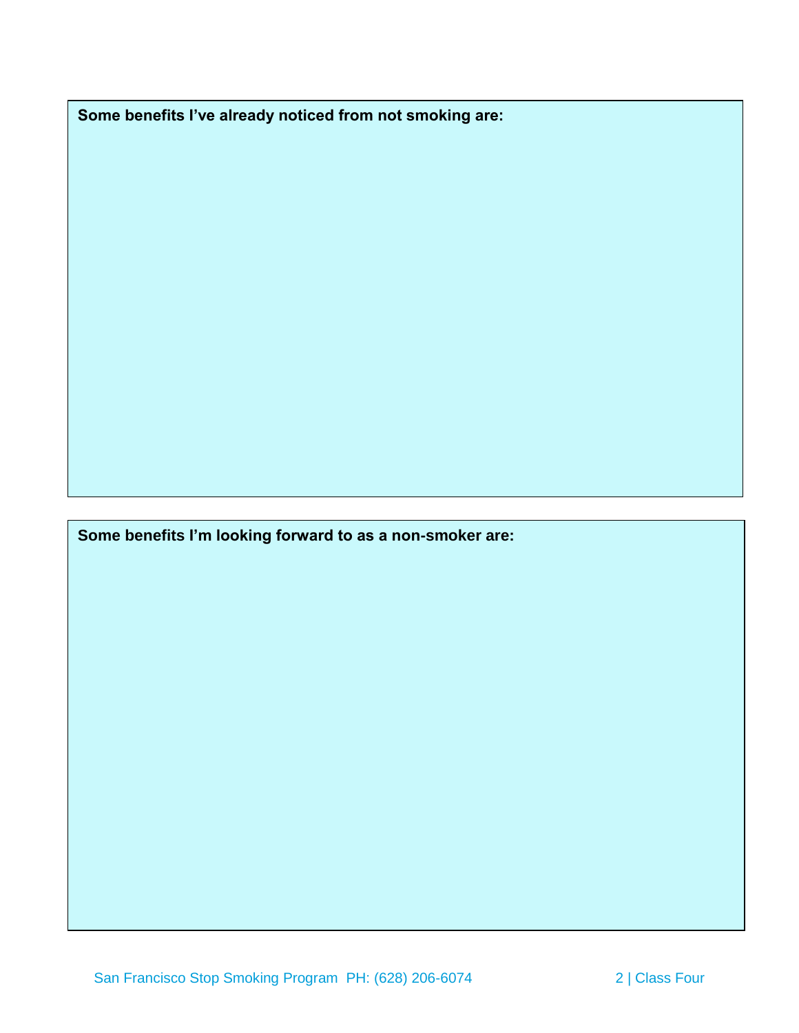**Some benefits I’ve already noticed from not smoking are:**

**Some benefits I’m looking forward to as a non-smoker are:**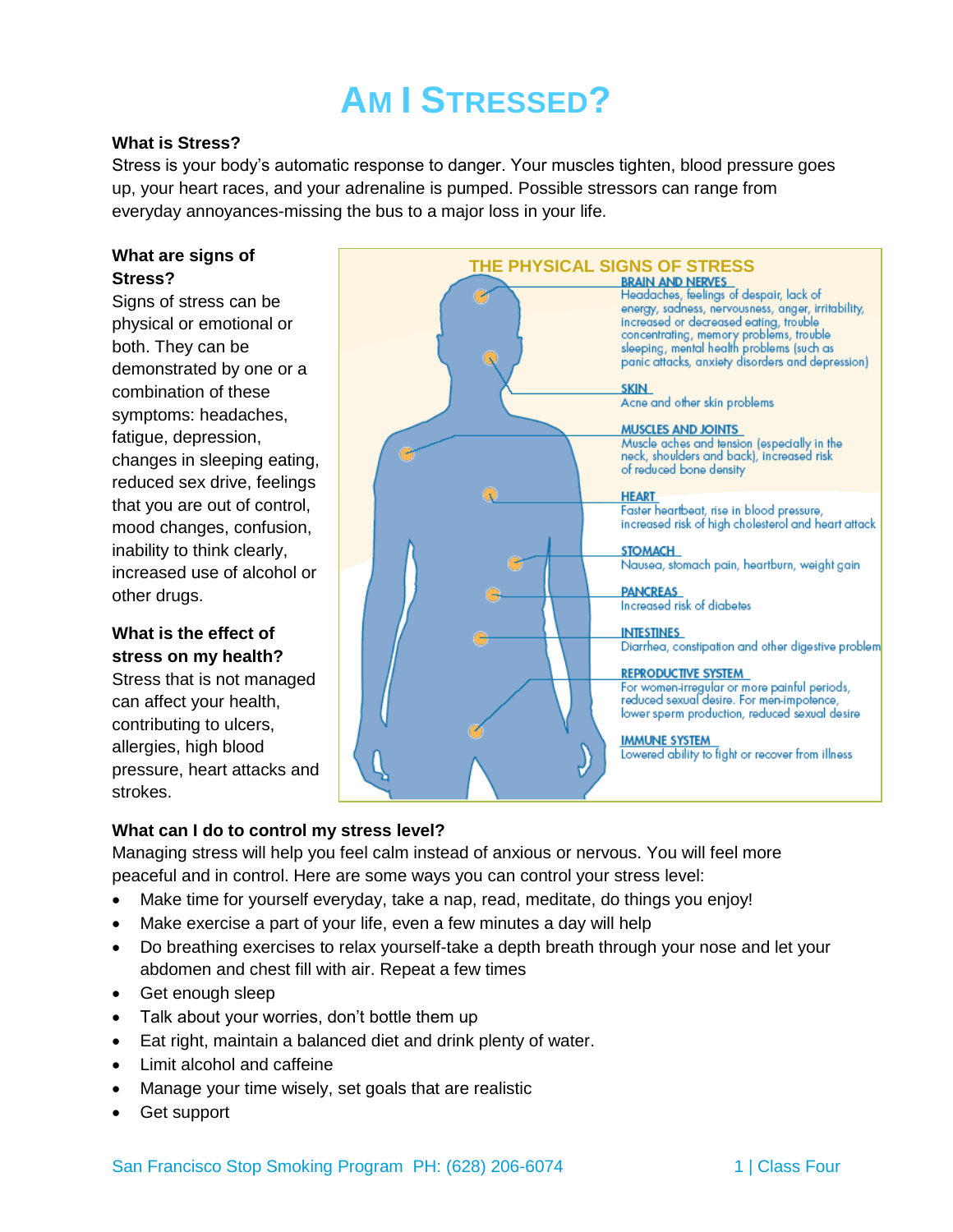# AM I STRESSED?

**What is Stress?**

Stress is your body's automatic response to danger. Your muscles tighten, blood pressure goes up, your heart races, and your adrenaline is pumped. Possible stressors can range from everyday annoyances-missing the bus to a major loss in your life.

**What are signs of Stress?**

Signs of stress can be physical or emotional or both. They can be demonstrated by one or a combination of these symptoms: headaches, fatigue, depression, changes in sleeping eating, reduced sex drive, feelings that you are out of control, mood changes, confusion, inability to think clearly, increased use of alcohol or other drugs.

**What is the effect of stress on my health?**

Stress that is not managed can affect your health, contributing to ulcers, allergies, high blood pressure, heart attacks and strokes.

**THE PHYSICAL SIGNS OF STRESS**

**BRAIN AND NERVES**
Headaches, feelings of despair, lack of energy, sadness, nervousness, anger, irritability, increased or decreased eating, trouble concentrating, memory problems, trouble sleeping, mental health problems (such as panic attacks, anxiety disorders and depression)

**SKIN**
Acne and other skin problems

**MUSCLES AND JOINTS**
Muscle aches and tension (especially in the neck, shoulders and back), increased risk of reduced bone density

**HEART**
Faster heartbeat, rise in blood pressure, increased risk of high cholesterol and heart attack

**STOMACH**
Nausea, stomach pain, heartburn, weight gain

**PANCREAS**
Increased risk of diabetes

**INTESTINES**
Diarrhea, constipation and other digestive problem

**REPRODUCTIVE SYSTEM**
For women-irregular or more painful periods, reduced sexual desire. For men-impotence, lower sperm production, reduced sexual desire

**IMMUNE SYSTEM**
Lowered ability to fight or recover from illness

**What can I do to control my stress level?**

Managing stress will help you feel calm instead of anxious or nervous. You will feel more peaceful and in control. Here are some ways you can control your stress level:

- Make time for yourself everyday, take a nap, read, meditate, do things you enjoy!
- Make exercise a part of your life, even a few minutes a day will help
- Do breathing exercises to relax yourself-take a depth breath through your nose and let your abdomen and chest fill with air. Repeat a few times
- Get enough sleep
- Talk about your worries, don't bottle them up
- Eat right, maintain a balanced diet and drink plenty of water.
- Limit alcohol and caffeine
- Manage your time wisely, set goals that are realistic
- Get support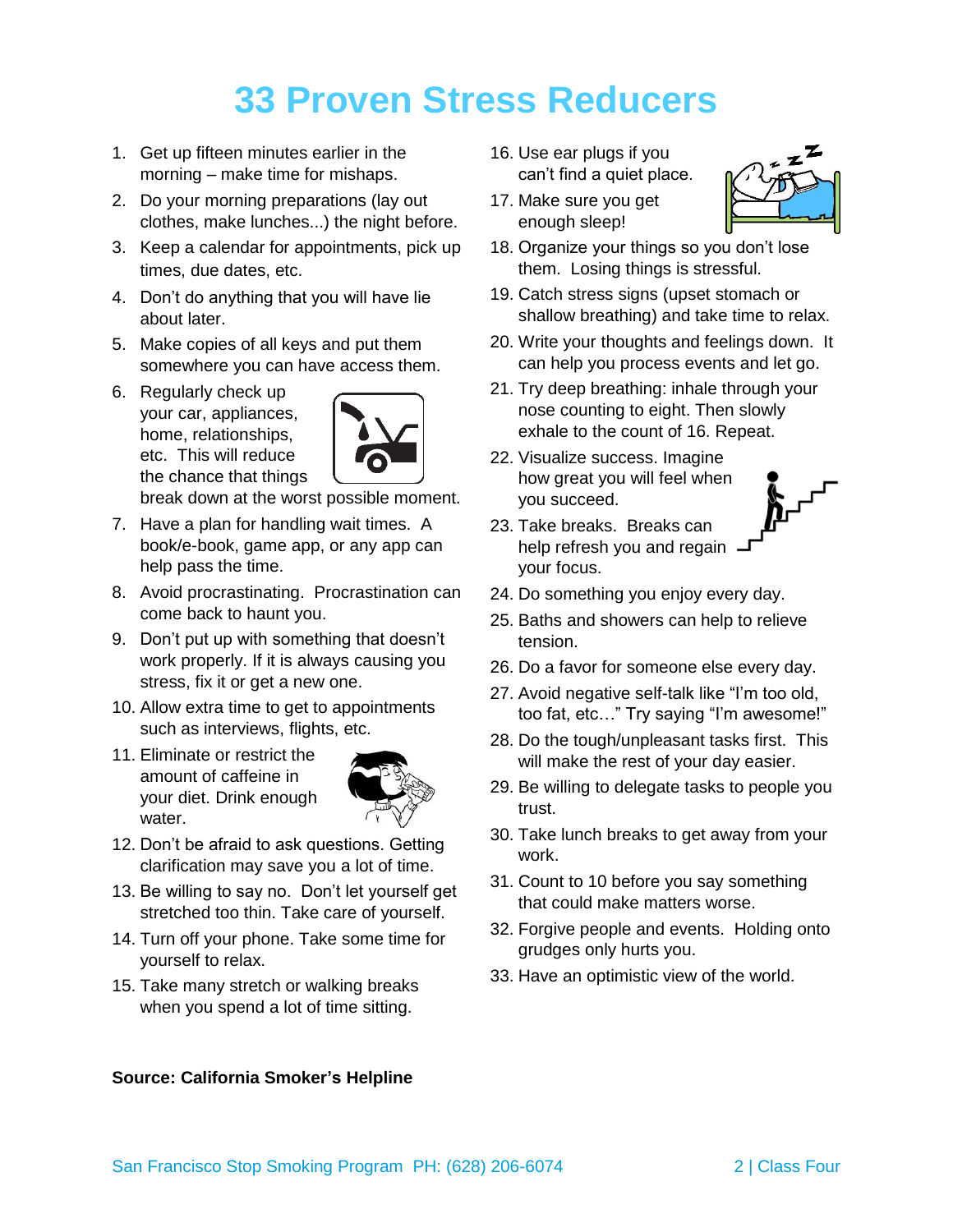# 33 Proven Stress Reducers

1. Get up fifteen minutes earlier in the morning – make time for mishaps.
2. Do your morning preparations (lay out clothes, make lunches...) the night before.
3. Keep a calendar for appointments, pick up times, due dates, etc.
4. Don't do anything that you will have lie about later.
5. Make copies of all keys and put them somewhere you can have access them.
6. Regularly check up your car, appliances, home, relationships, etc. This will reduce the chance that things break down at the worst possible moment.
7. Have a plan for handling wait times. A book/e-book, game app, or any app can help pass the time.
8. Avoid procrastinating. Procrastination can come back to haunt you.
9. Don't put up with something that doesn't work properly. If it is always causing you stress, fix it or get a new one.
10. Allow extra time to get to appointments such as interviews, flights, etc.
11. Eliminate or restrict the amount of caffeine in your diet. Drink enough water.
12. Don't be afraid to ask questions. Getting clarification may save you a lot of time.
13. Be willing to say no. Don't let yourself get stretched too thin. Take care of yourself.
14. Turn off your phone. Take some time for yourself to relax.
15. Take many stretch or walking breaks when you spend a lot of time sitting.
16. Use ear plugs if you can't find a quiet place.
17. Make sure you get enough sleep!
18. Organize your things so you don't lose them. Losing things is stressful.
19. Catch stress signs (upset stomach or shallow breathing) and take time to relax.
20. Write your thoughts and feelings down. It can help you process events and let go.
21. Try deep breathing: inhale through your nose counting to eight. Then slowly exhale to the count of 16. Repeat.
22. Visualize success. Imagine how great you will feel when you succeed.
23. Take breaks. Breaks can help refresh you and regain your focus.
24. Do something you enjoy every day.
25. Baths and showers can help to relieve tension.
26. Do a favor for someone else every day.
27. Avoid negative self-talk like "I'm too old, too fat, etc…" Try saying "I'm awesome!"
28. Do the tough/unpleasant tasks first. This will make the rest of your day easier.
29. Be willing to delegate tasks to people you trust.
30. Take lunch breaks to get away from your work.
31. Count to 10 before you say something that could make matters worse.
32. Forgive people and events. Holding onto grudges only hurts you.
33. Have an optimistic view of the world.

**Source: California Smoker's Helpline**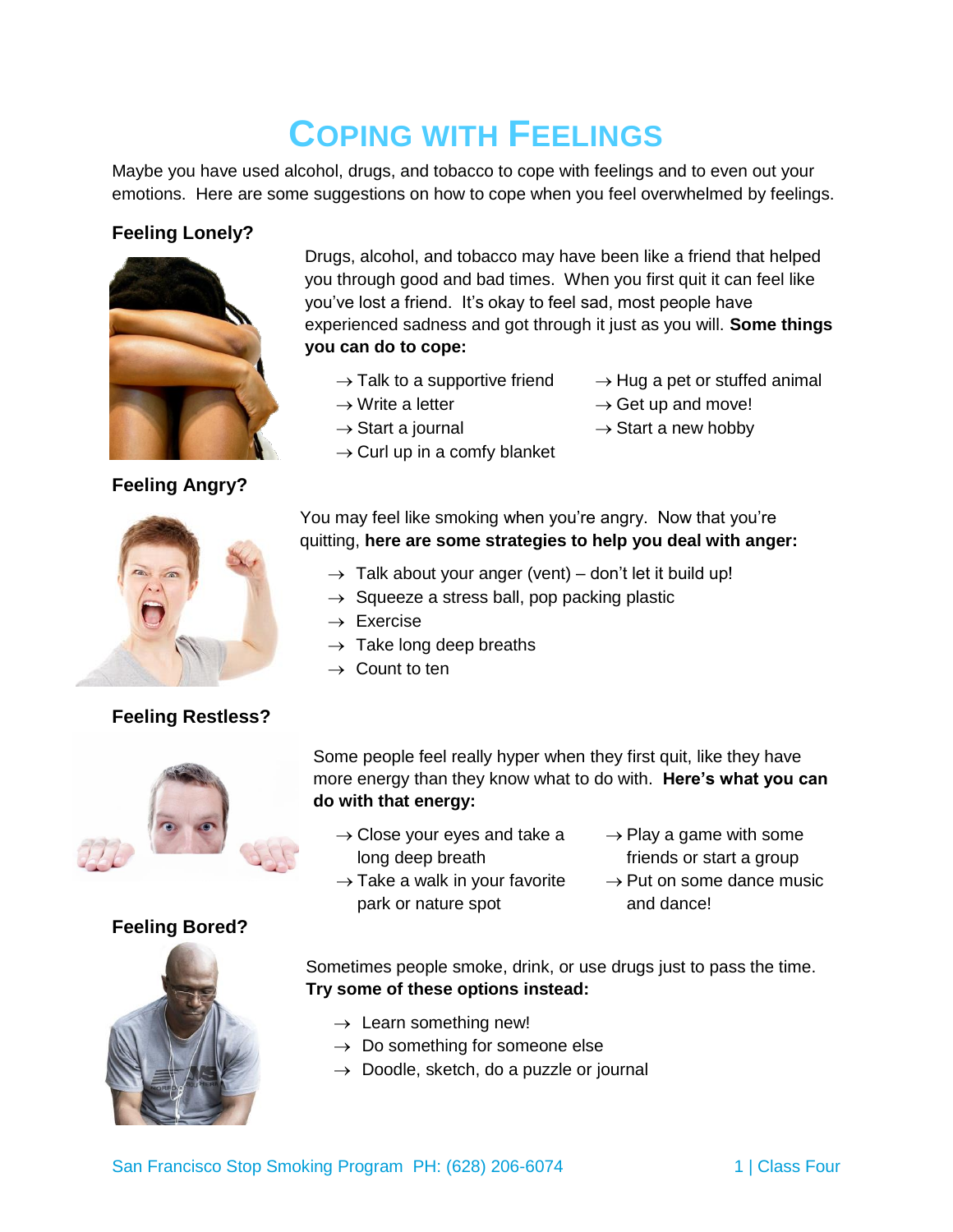# Coping with Feelings

Maybe you have used alcohol, drugs, and tobacco to cope with feelings and to even out your emotions. Here are some suggestions on how to cope when you feel overwhelmed by feelings.

### Feeling Lonely?

Drugs, alcohol, and tobacco may have been like a friend that helped you through good and bad times. When you first quit it can feel like you've lost a friend. It's okay to feel sad, most people have experienced sadness and got through it just as you will. **Some things you can do to cope:**

- → Talk to a supportive friend
- → Write a letter
- → Start a journal
- → Curl up in a comfy blanket
- → Hug a pet or stuffed animal
- → Get up and move!
- → Start a new hobby

### Feeling Angry?

You may feel like smoking when you're angry. Now that you're quitting, **here are some strategies to help you deal with anger:**

- → Talk about your anger (vent) – don't let it build up!
- → Squeeze a stress ball, pop packing plastic
- → Exercise
- → Take long deep breaths
- → Count to ten

### Feeling Restless?

Some people feel really hyper when they first quit, like they have more energy than they know what to do with. **Here's what you can do with that energy:**

- → Close your eyes and take a long deep breath
- → Take a walk in your favorite park or nature spot
- → Play a game with some friends or start a group
- → Put on some dance music and dance!

### Feeling Bored?

Sometimes people smoke, drink, or use drugs just to pass the time. **Try some of these options instead:**

- → Learn something new!
- → Do something for someone else
- → Doodle, sketch, do a puzzle or journal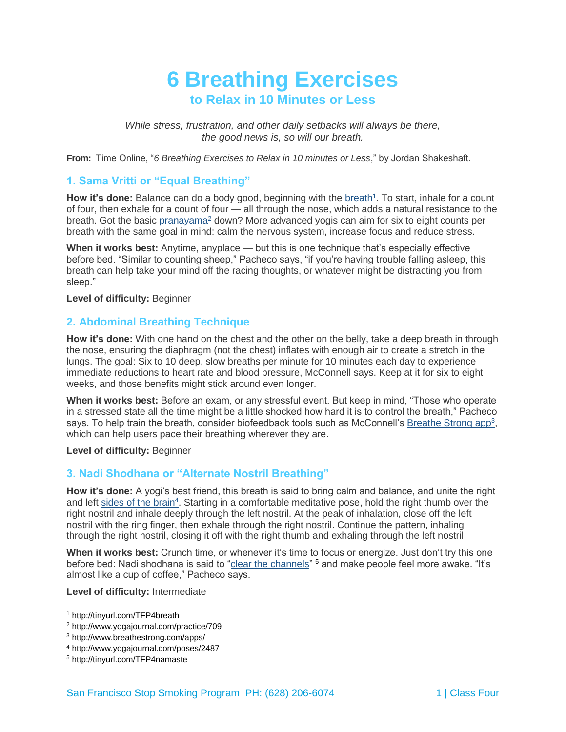# 6 Breathing Exercises

## to Relax in 10 Minutes or Less

*While stress, frustration, and other daily setbacks will always be there, the good news is, so will our breath.*

**From:** Time Online, "*6 Breathing Exercises to Relax in 10 minutes or Less*," by Jordan Shakeshaft.

### 1. Sama Vritti or "Equal Breathing"

**How it's done:** Balance can do a body good, beginning with the breath[1]. To start, inhale for a count of four, then exhale for a count of four — all through the nose, which adds a natural resistance to the breath. Got the basic pranayama[2] down? More advanced yogis can aim for six to eight counts per breath with the same goal in mind: calm the nervous system, increase focus and reduce stress.

**When it works best:** Anytime, anyplace — but this is one technique that's especially effective before bed. "Similar to counting sheep," Pacheco says, "if you're having trouble falling asleep, this breath can help take your mind off the racing thoughts, or whatever might be distracting you from sleep."

**Level of difficulty:** Beginner

### 2. Abdominal Breathing Technique

**How it's done:** With one hand on the chest and the other on the belly, take a deep breath in through the nose, ensuring the diaphragm (not the chest) inflates with enough air to create a stretch in the lungs. The goal: Six to 10 deep, slow breaths per minute for 10 minutes each day to experience immediate reductions to heart rate and blood pressure, McConnell says. Keep at it for six to eight weeks, and those benefits might stick around even longer.

**When it works best:** Before an exam, or any stressful event. But keep in mind, "Those who operate in a stressed state all the time might be a little shocked how hard it is to control the breath," Pacheco says. To help train the breath, consider biofeedback tools such as McConnell's Breathe Strong app[3], which can help users pace their breathing wherever they are.

**Level of difficulty:** Beginner

### 3. Nadi Shodhana or "Alternate Nostril Breathing"

**How it's done:** A yogi's best friend, this breath is said to bring calm and balance, and unite the right and left sides of the brain[4]. Starting in a comfortable meditative pose, hold the right thumb over the right nostril and inhale deeply through the left nostril. At the peak of inhalation, close off the left nostril with the ring finger, then exhale through the right nostril. Continue the pattern, inhaling through the right nostril, closing it off with the right thumb and exhaling through the left nostril.

**When it works best:** Crunch time, or whenever it's time to focus or energize. Just don't try this one before bed: Nadi shodhana is said to "clear the channels" [5] and make people feel more awake. "It's almost like a cup of coffee," Pacheco says.

**Level of difficulty:** Intermediate

---

[1] http://tinyurl.com/TFP4breath

[2] http://www.yogajournal.com/practice/709

[3] http://www.breathestrong.com/apps/

[4] http://www.yogajournal.com/poses/2487

[5] http://tinyurl.com/TFP4namaste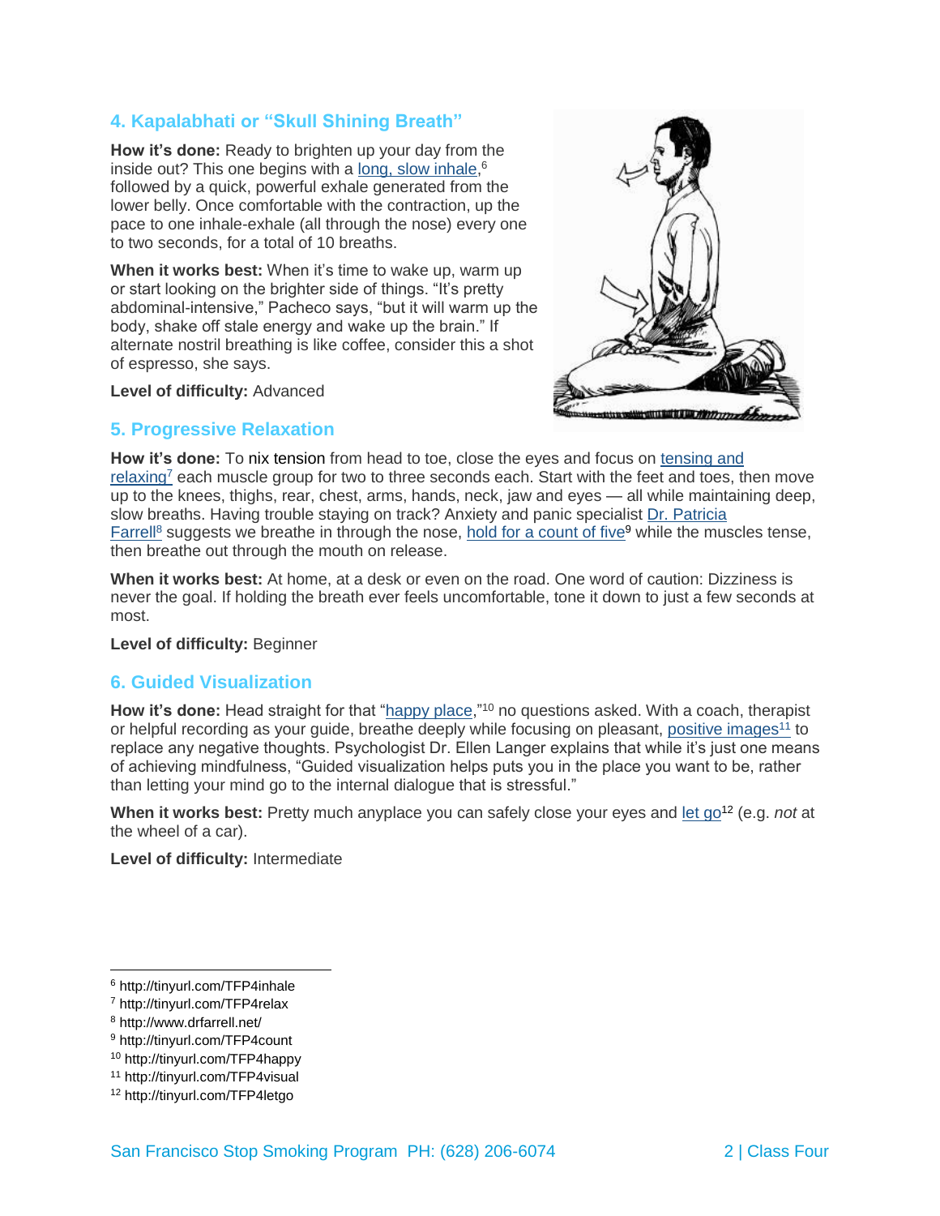## 4. Kapalabhati or "Skull Shining Breath"

**How it's done:** Ready to brighten up your day from the inside out? This one begins with a long, slow inhale,[6] followed by a quick, powerful exhale generated from the lower belly. Once comfortable with the contraction, up the pace to one inhale-exhale (all through the nose) every one to two seconds, for a total of 10 breaths.

**When it works best:** When it's time to wake up, warm up or start looking on the brighter side of things. "It's pretty abdominal-intensive," Pacheco says, "but it will warm up the body, shake off stale energy and wake up the brain." If alternate nostril breathing is like coffee, consider this a shot of espresso, she says.

**Level of difficulty:** Advanced

## 5. Progressive Relaxation

**How it's done:** To nix tension from head to toe, close the eyes and focus on tensing and relaxing[7] each muscle group for two to three seconds each. Start with the feet and toes, then move up to the knees, thighs, rear, chest, arms, hands, neck, jaw and eyes — all while maintaining deep, slow breaths. Having trouble staying on track? Anxiety and panic specialist Dr. Patricia Farrell[8] suggests we breathe in through the nose, hold for a count of five[9] while the muscles tense, then breathe out through the mouth on release.

**When it works best:** At home, at a desk or even on the road. One word of caution: Dizziness is never the goal. If holding the breath ever feels uncomfortable, tone it down to just a few seconds at most.

**Level of difficulty:** Beginner

## 6. Guided Visualization

**How it's done:** Head straight for that "happy place,"[10] no questions asked. With a coach, therapist or helpful recording as your guide, breathe deeply while focusing on pleasant, positive images[11] to replace any negative thoughts. Psychologist Dr. Ellen Langer explains that while it's just one means of achieving mindfulness, "Guided visualization helps puts you in the place you want to be, rather than letting your mind go to the internal dialogue that is stressful."

**When it works best:** Pretty much anyplace you can safely close your eyes and let go[12] (e.g. *not* at the wheel of a car).

**Level of difficulty:** Intermediate

---

[6] http://tinyurl.com/TFP4inhale
[7] http://tinyurl.com/TFP4relax
[8] http://www.drfarrell.net/
[9] http://tinyurl.com/TFP4count
[10] http://tinyurl.com/TFP4happy
[11] http://tinyurl.com/TFP4visual
[12] http://tinyurl.com/TFP4letgo